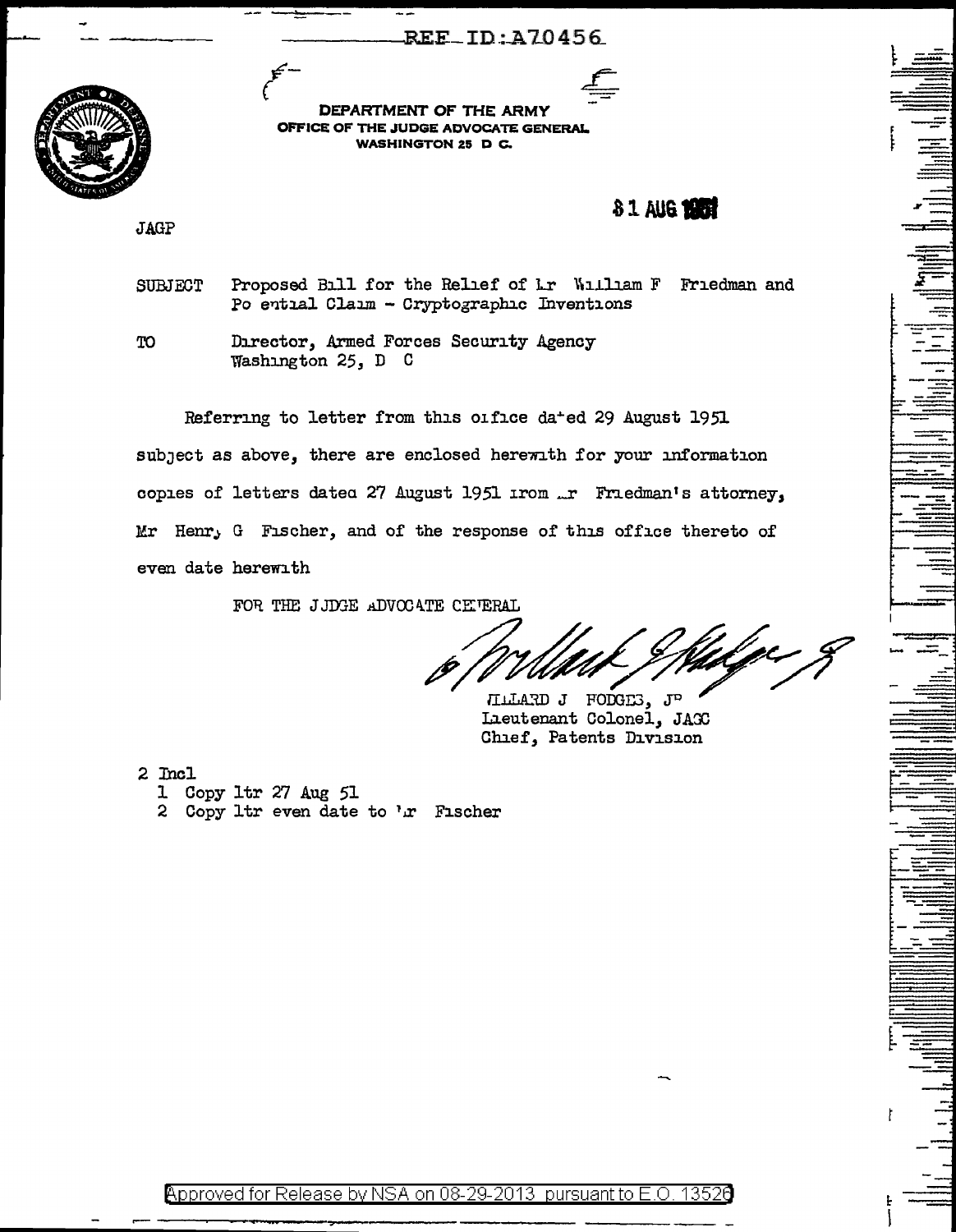REF ID:A70456

DEPARTMENT OF THE ARMY
OFFICE OF THE JUDGE ADVOCATE GENERAL
WASHINGTON 25 D C.

JAGP

31 AUG 1951

SUBJECT Proposed Bill for the Relief of Mr William F Friedman and Potential Claim - Cryptographic Inventions

TO Director, Armed Forces Security Agency
Washington 25, D C

Referring to letter from this office dated 29 August 1951 subject as above, there are enclosed herewith for your information copies of letters dated 27 August 1951 from Mr Friedman's attorney, Mr Henry G Fischer, and of the response of this office thereto of even date herewith

FOR THE JUDGE ADVOCATE GENERAL

WILLARD J HODGES, JR
Lieutenant Colonel, JAGC
Chief, Patents Division

2 Incl
1 Copy ltr 27 Aug 51
2 Copy ltr even date to Mr Fischer

Approved for Release by NSA on 08-29-2013 pursuant to E.O. 13526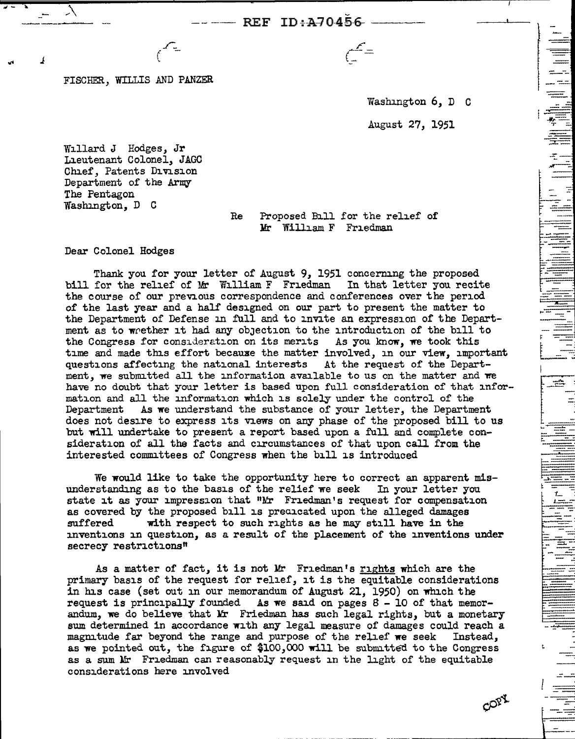FISCHER, WILLIS AND PANZER

Washington 6, D C

August 27, 1951

Willard J Hodges, Jr  
Lieutenant Colonel, JAGC  
Chief, Patents Division  
Department of the Army  
The Pentagon  
Washington, D C

Re Proposed Bill for the relief of Mr William F Friedman

Dear Colonel Hodges

Thank you for your letter of August 9, 1951 concerning the proposed bill for the relief of Mr William F Friedman In that letter you recite the course of our previous correspondence and conferences over the period of the last year and a half designed on our part to present the matter to the Department of Defense in full and to invite an expression of the Department as to whether it had any objection to the introduction of the bill to the Congress for consideration on its merits As you know, we took this time and made this effort because the matter involved, in our view, important questions affecting the national interests At the request of the Department, we submitted all the information available to us on the matter and we have no doubt that your letter is based upon full consideration of that information and all the information which is solely under the control of the Department As we understand the substance of your letter, the Department does not desire to express its views on any phase of the proposed bill to us but will undertake to present a report based upon a full and complete consideration of all the facts and circumstances of that upon call from the interested committees of Congress when the bill is introduced

We would like to take the opportunity here to correct an apparent misunderstanding as to the basis of the relief we seek In your letter you state it as your impression that "Mr Friedman's request for compensation as covered by the proposed bill is predicated upon the alleged damages suffered with respect to such rights as he may still have in the inventions in question, as a result of the placement of the inventions under secrecy restrictions"

As a matter of fact, it is not Mr Friedman's rights which are the primary basis of the request for relief, it is the equitable considerations in his case (set out in our memorandum of August 21, 1950) on which the request is principally founded As we said on pages 8 - 10 of that memorandum, we do believe that Mr Friedman has such legal rights, but a monetary sum determined in accordance with any legal measure of damages could reach a magnitude far beyond the range and purpose of the relief we seek Instead, as we pointed out, the figure of $100,000 will be submitted to the Congress as a sum Mr Friedman can reasonably request in the light of the equitable considerations here involved

COPY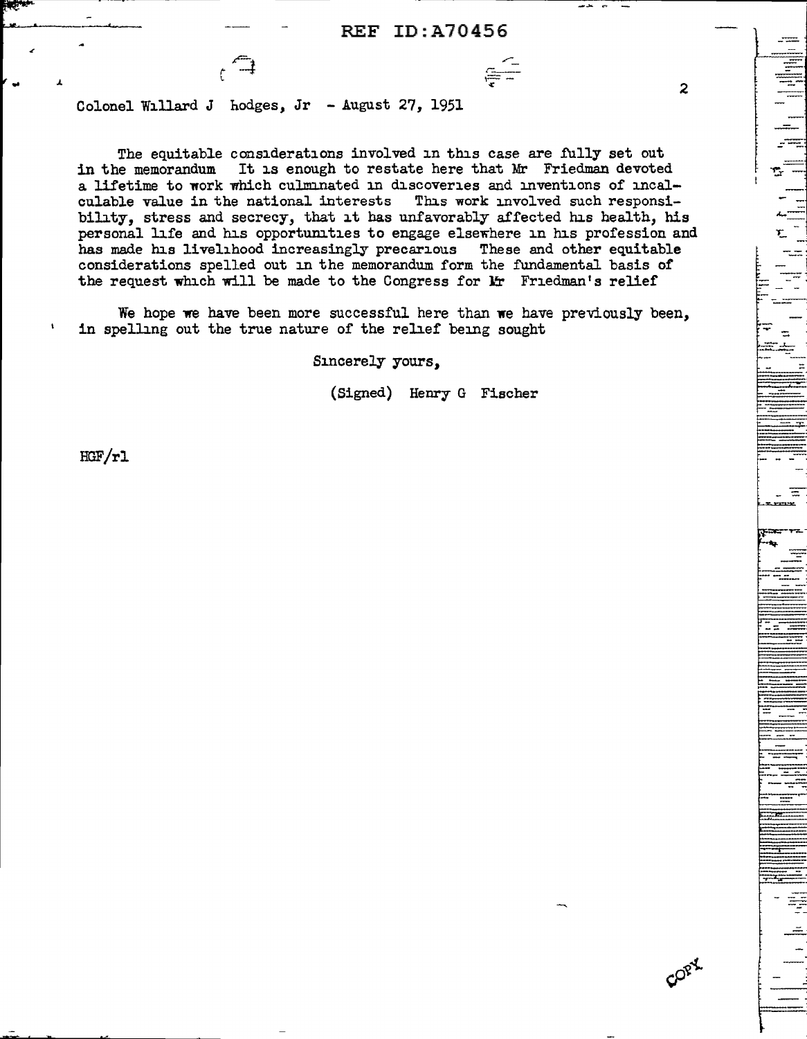Colonel Willard J hodges, Jr - August 27, 1951

The equitable considerations involved in this case are fully set out in the memorandum It is enough to restate here that Mr Friedman devoted a lifetime to work which culminated in discoveries and inventions of incalculable value in the national interests This work involved such responsibility, stress and secrecy, that it has unfavorably affected his health, his personal life and his opportunities to engage elsewhere in his profession and has made his livelihood increasingly precarious These and other equitable considerations spelled out in the memorandum form the fundamental basis of the request which will be made to the Congress for Mr Friedman's relief

We hope we have been more successful here than we have previously been, in spelling out the true nature of the relief being sought

Sincerely yours,

(Signed) Henry G Fischer

HGF/rl

COPY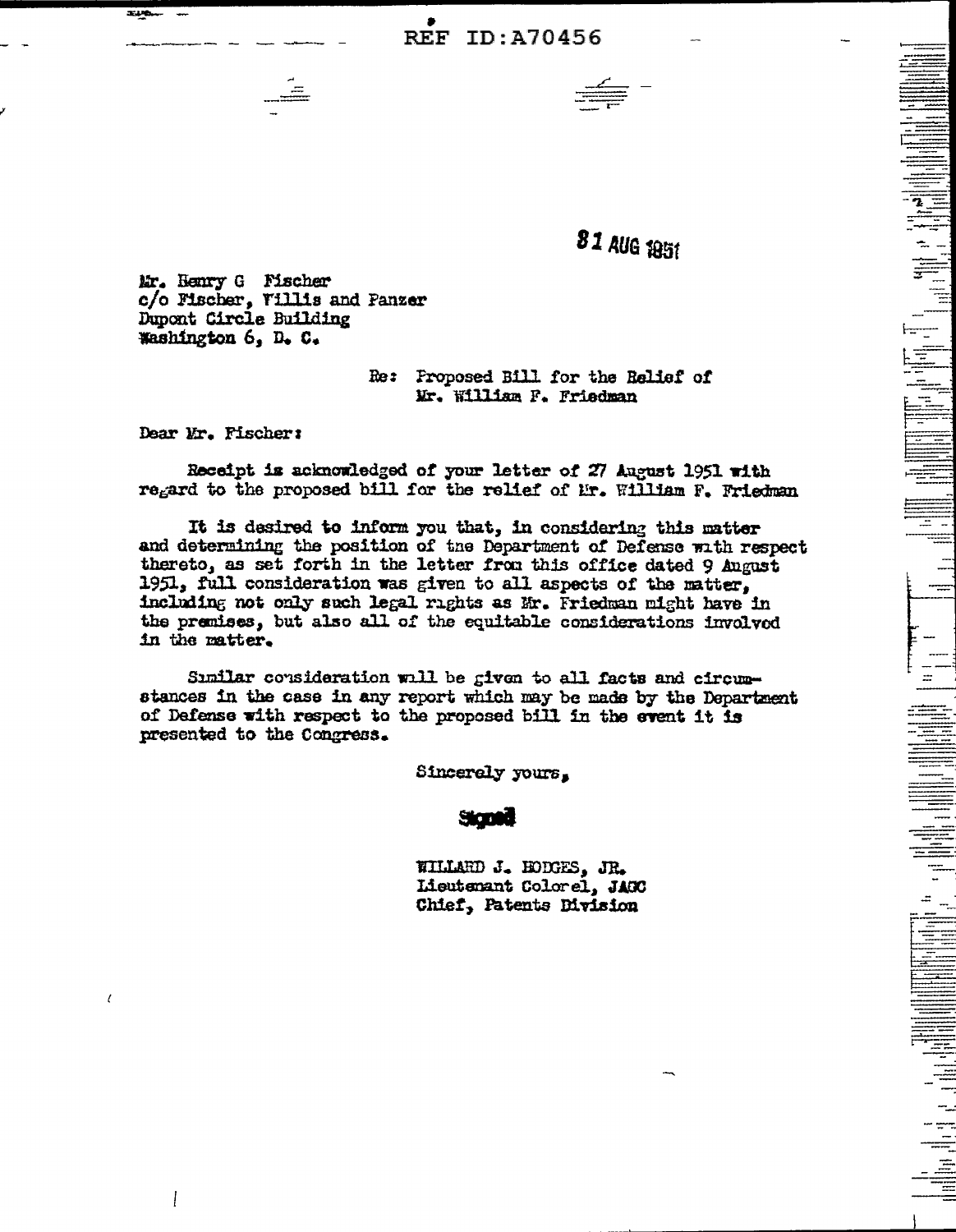REF ID:A70456

31 AUG 1951

Mr. Henry G Fischer
c/o Fischer, Willis and Panzer
Dupont Circle Building
Washington 6, D. C.

Re: Proposed Bill for the Relief of
Mr. William F. Friedman

Dear Mr. Fischer:

Receipt is acknowledged of your letter of 27 August 1951 with regard to the proposed bill for the relief of Mr. William F. Friedman

It is desired to inform you that, in considering this matter and determining the position of the Department of Defense with respect thereto, as set forth in the letter from this office dated 9 August 1951, full consideration was given to all aspects of the matter, including not only such legal rights as Mr. Friedman might have in the premises, but also all of the equitable considerations involved in the matter.

Similar consideration will be given to all facts and circumstances in the case in any report which may be made by the Department of Defense with respect to the proposed bill in the event it is presented to the Congress.

Sincerely yours,

Signed

WILLARD J. HODGES, JR.
Lieutenant Colonel, JAGC
Chief, Patents Division